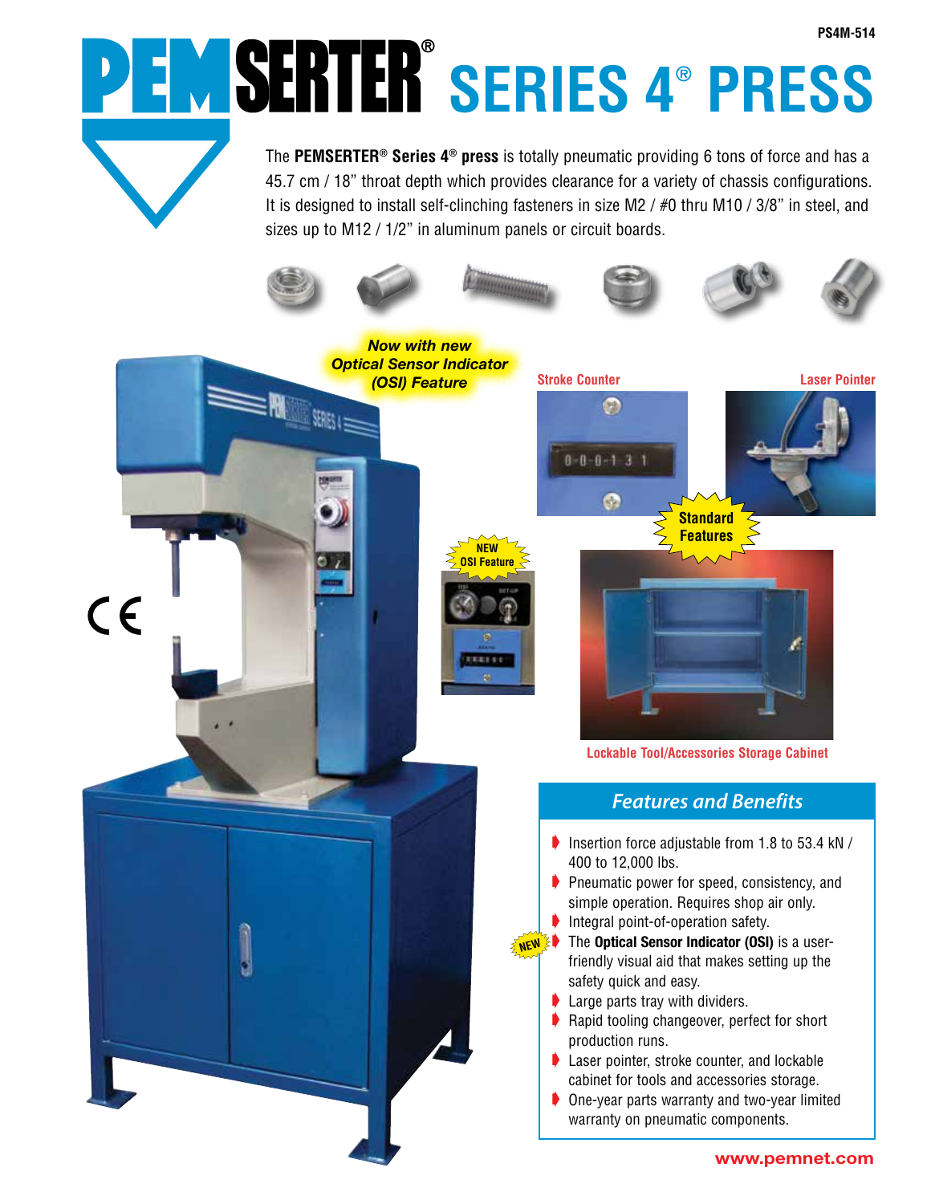PS4M-514

# PEMSERTER® SERIES 4® PRESS

The **PEMSERTER® Series 4® press** is totally pneumatic providing 6 tons of force and has a 45.7 cm / 18" throat depth which provides clearance for a variety of chassis configurations. It is designed to install self-clinching fasteners in size M2 / #0 thru M10 / 3/8" in steel, and sizes up to M12 / 1/2" in aluminum panels or circuit boards.

***Now with new Optical Sensor Indicator (OSI) Feature***

Stroke Counter

Laser Pointer

**Standard Features**

**NEW OSI Feature**

Lockable Tool/Accessories Storage Cabinet

## *Features and Benefits*

- Insertion force adjustable from 1.8 to 53.4 kN / 400 to 12,000 lbs.
- Pneumatic power for speed, consistency, and simple operation. Requires shop air only.
- Integral point-of-operation safety.
- NEW The **Optical Sensor Indicator (OSI)** is a user-friendly visual aid that makes setting up the safety quick and easy.
- Large parts tray with dividers.
- Rapid tooling changeover, perfect for short production runs.
- Laser pointer, stroke counter, and lockable cabinet for tools and accessories storage.
- One-year parts warranty and two-year limited warranty on pneumatic components.

www.pemnet.com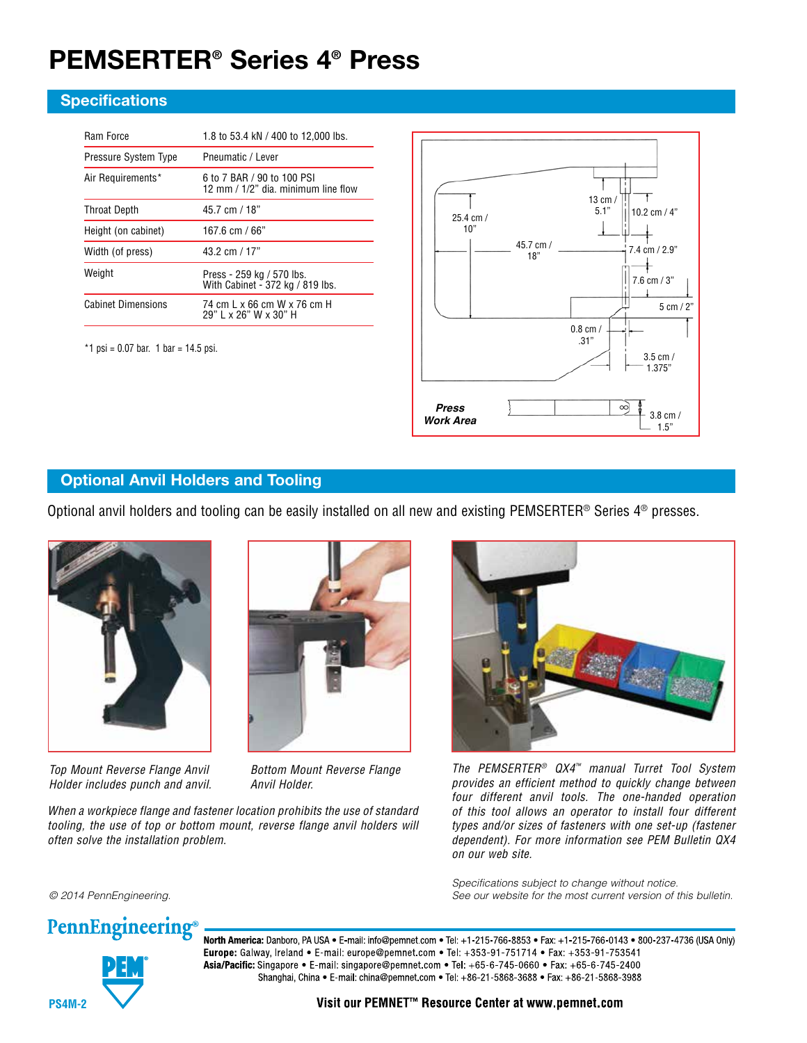// PEMSERTER® Series 4® Press

## Specifications

| | |
|---|---|
| Ram Force | 1.8 to 53.4 kN / 400 to 12,000 lbs. |
| Pressure System Type | Pneumatic / Lever |
| Air Requirements* | 6 to 7 BAR / 90 to 100 PSI<br>12 mm / 1/2" dia. minimum line flow |
| Throat Depth | 45.7 cm / 18" |
| Height (on cabinet) | 167.6 cm / 66" |
| Width (of press) | 43.2 cm / 17" |
| Weight | Press - 259 kg / 570 lbs.<br>With Cabinet - 372 kg / 819 lbs. |
| Cabinet Dimensions | 74 cm L x 66 cm W x 76 cm H<br>29" L x 26" W x 30" H |

*1 psi = 0.07 bar. 1 bar = 14.5 psi.

25.4 cm / 10"
13 cm / 5.1"
10.2 cm / 4"
45.7 cm / 18"
7.4 cm / 2.9"
7.6 cm / 3"
5 cm / 2"
0.8 cm / .31"
3.5 cm / 1.375"
**Press Work Area**
3.8 cm / 1.5"

## Optional Anvil Holders and Tooling

Optional anvil holders and tooling can be easily installed on all new and existing PEMSERTER® Series 4® presses.

*Top Mount Reverse Flange Anvil Holder includes punch and anvil.*

*Bottom Mount Reverse Flange Anvil Holder.*

*When a workpiece flange and fastener location prohibits the use of standard tooling, the use of top or bottom mount, reverse flange anvil holders will often solve the installation problem.*

*The PEMSERTER® QX4™ manual Turret Tool System provides an efficient method to quickly change between four different anvil tools. The one-handed operation of this tool allows an operator to install four different types and/or sizes of fasteners with one set-up (fastener dependent). For more information see PEM Bulletin QX4 on our web site.*

*Specifications subject to change without notice.*
*See our website for the most current version of this bulletin.*

*© 2014 PennEngineering.*

PennEngineering®

**North America:** Danboro, PA USA • E-mail: info@pemnet.com • Tel: +1-215-766-8853 • Fax: +1-215-766-0143 • 800-237-4736 (USA Only)
**Europe:** Galway, Ireland • E-mail: europe@pemnet.com • Tel: +353-91-751714 • Fax: +353-91-753541
**Asia/Pacific:** Singapore • E-mail: singapore@pemnet.com • Tel: +65-6-745-0660 • Fax: +65-6-745-2400
Shanghai, China • E-mail: china@pemnet.com • Tel: +86-21-5868-3688 • Fax: +86-21-5868-3988

PS4M-2

**Visit our PEMNET™ Resource Center at www.pemnet.com**